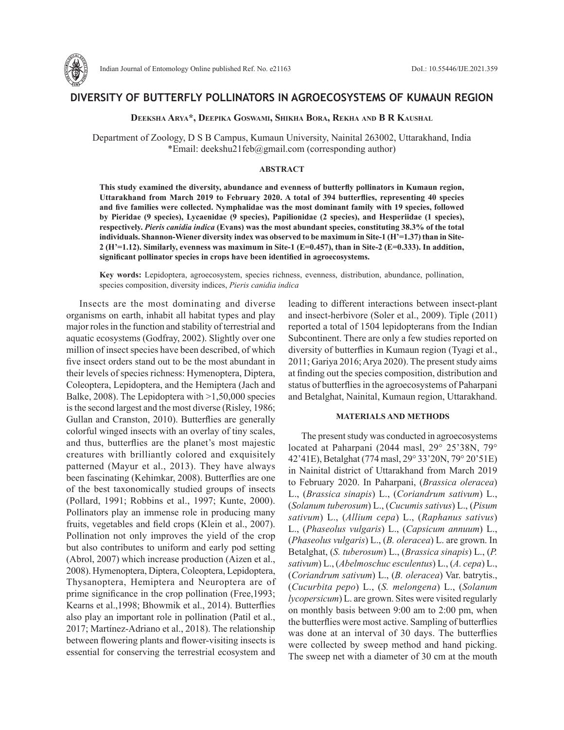# DIVERSITY OF BUTTERFLY POLLINATORS IN AGROECOSYSTEMS OF KUMAUN REGION

**Deeksha Arya\*, Deepika Goswami, Shikha Bora, Rekha and B R Kaushal**

Department of Zoology, D S B Campus, Kumaun University, Nainital 263002, Uttarakhand, India
\*Email: deekshu21feb@gmail.com (corresponding author)

## ABSTRACT

**This study examined the diversity, abundance and evenness of butterfly pollinators in Kumaun region, Uttarakhand from March 2019 to February 2020. A total of 394 butterflies, representing 40 species and five families were collected. Nymphalidae was the most dominant family with 19 species, followed by Pieridae (9 species), Lycaenidae (9 species), Papilionidae (2 species), and Hesperiidae (1 species), respectively. *Pieris canidia indica* (Evans) was the most abundant species, constituting 38.3% of the total individuals. Shannon-Wiener diversity index was observed to be maximum in Site-1 (H'=1.37) than in Site-2 (H'=1.12). Similarly, evenness was maximum in Site-1 (E=0.457), than in Site-2 (E=0.333). In addition, significant pollinator species in crops have been identified in agroecosystems.**

**Key words:** Lepidoptera, agroecosystem, species richness, evenness, distribution, abundance, pollination, species composition, diversity indices, *Pieris canidia indica*

Insects are the most dominating and diverse organisms on earth, inhabit all habitat types and play major roles in the function and stability of terrestrial and aquatic ecosystems (Godfray, 2002). Slightly over one million of insect species have been described, of which five insect orders stand out to be the most abundant in their levels of species richness: Hymenoptera, Diptera, Coleoptera, Lepidoptera, and the Hemiptera (Jach and Balke, 2008). The Lepidoptera with >1,50,000 species is the second largest and the most diverse (Risley, 1986; Gullan and Cranston, 2010). Butterflies are generally colorful winged insects with an overlay of tiny scales, and thus, butterflies are the planet's most majestic creatures with brilliantly colored and exquisitely patterned (Mayur et al., 2013). They have always been fascinating (Kehimkar, 2008). Butterflies are one of the best taxonomically studied groups of insects (Pollard, 1991; Robbins et al., 1997; Kunte, 2000). Pollinators play an immense role in producing many fruits, vegetables and field crops (Klein et al., 2007). Pollination not only improves the yield of the crop but also contributes to uniform and early pod setting (Abrol, 2007) which increase production (Aizen et al., 2008). Hymenoptera, Diptera, Coleoptera, Lepidoptera, Thysanoptera, Hemiptera and Neuroptera are of prime significance in the crop pollination (Free,1993; Kearns et al.,1998; Bhowmik et al., 2014). Butterflies also play an important role in pollination (Patil et al., 2017; Martínez-Adriano et al., 2018). The relationship between flowering plants and flower-visiting insects is essential for conserving the terrestrial ecosystem and leading to different interactions between insect-plant and insect-herbivore (Soler et al., 2009). Tiple (2011) reported a total of 1504 lepidopterans from the Indian Subcontinent. There are only a few studies reported on diversity of butterflies in Kumaun region (Tyagi et al., 2011; Gariya 2016; Arya 2020). The present study aims at finding out the species composition, distribution and status of butterflies in the agroecosystems of Paharpani and Betalghat, Nainital, Kumaun region, Uttarakhand.

## MATERIALS AND METHODS

The present study was conducted in agroecosystems located at Paharpani (2044 masl, 29° 25'38N, 79° 42'41E), Betalghat (774 masl, 29° 33'20N, 79° 20'51E) in Nainital district of Uttarakhand from March 2019 to February 2020. In Paharpani, (*Brassica oleracea*) L., (*Brassica sinapis*) L., (*Coriandrum sativum*) L., (*Solanum tuberosum*) L., (*Cucumis sativus*) L., (*Pisum sativum*) L., (*Allium cepa*) L., (*Raphanus sativus*) L., (*Phaseolus vulgaris*) L., (*Capsicum annuum*) L., (*Phaseolus vulgaris*) L., (*B. oleracea*) L. are grown. In Betalghat, (*S. tuberosum*) L., (*Brassica sinapis*) L., (*P. sativum*) L., (*Abelmoschuc esculentus*) L., (*A. cepa*) L., (*Coriandrum sativum*) L., (*B. oleracea*) Var. batrytis., (*Cucurbita pepo*) L., (*S. melongena*) L., (*Solanum lycopersicum*) L. are grown. Sites were visited regularly on monthly basis between 9:00 am to 2:00 pm, when the butterflies were most active. Sampling of butterflies was done at an interval of 30 days. The butterflies were collected by sweep method and hand picking. The sweep net with a diameter of 30 cm at the mouth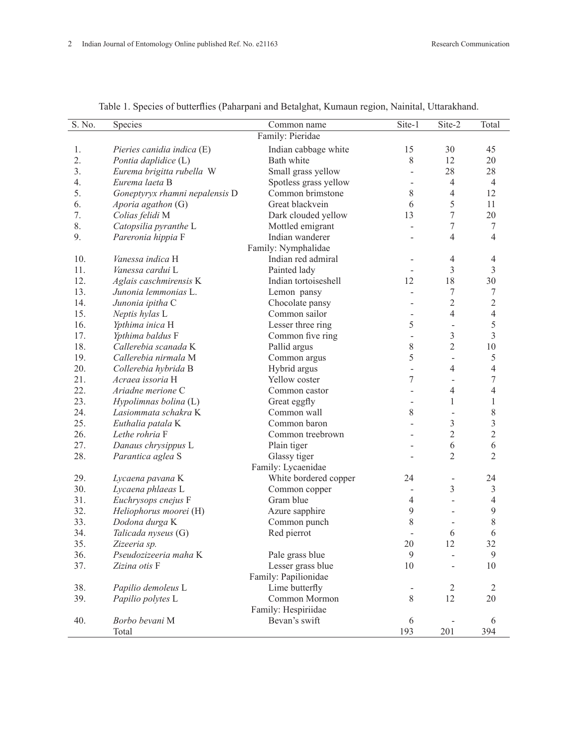Table 1. Species of butterflies (Paharpani and Betalghat, Kumaun region, Nainital, Uttarakhand.

| S. No. | Species | Common name | Site-1 | Site-2 | Total |
|---|---|---|---|---|---|
| | | Family: Pieridae | | | |
| 1. | *Pieries canidia indica* (E) | Indian cabbage white | 15 | 30 | 45 |
| 2. | *Pontia daplidice* (L) | Bath white | 8 | 12 | 20 |
| 3. | *Eurema brigitta rubella* W | Small grass yellow | - | 28 | 28 |
| 4. | *Eurema laeta* B | Spotless grass yellow | - | 4 | 4 |
| 5. | *Goneptyryx rhamni nepalensis* D | Common brimstone | 8 | 4 | 12 |
| 6. | *Aporia agathon* (G) | Great blackvein | 6 | 5 | 11 |
| 7. | *Colias felidi* M | Dark clouded yellow | 13 | 7 | 20 |
| 8. | *Catopsilia pyranthe* L | Mottled emigrant | - | 7 | 7 |
| 9. | *Pareronia hippia* F | Indian wanderer | - | 4 | 4 |
| | | Family: Nymphalidae | | | |
| 10. | *Vanessa indica* H | Indian red admiral | - | 4 | 4 |
| 11. | *Vanessa cardui* L | Painted lady | - | 3 | 3 |
| 12. | *Aglais caschmirensis* K | Indian tortoiseshell | 12 | 18 | 30 |
| 13. | *Junonia lemmonias* L. | Lemon pansy | - | 7 | 7 |
| 14. | *Junonia ipitha* C | Chocolate pansy | - | 2 | 2 |
| 15. | *Neptis hylas* L | Common sailor | - | 4 | 4 |
| 16. | *Ypthima inica* H | Lesser three ring | 5 | - | 5 |
| 17. | *Ypthima baldus* F | Common five ring | - | 3 | 3 |
| 18. | *Callerebia scanada* K | Pallid argus | 8 | 2 | 10 |
| 19. | *Callerebia nirmala* M | Common argus | 5 | - | 5 |
| 20. | *Collerebia hybrida* B | Hybrid argus | - | 4 | 4 |
| 21. | *Acraea issoria* H | Yellow coster | 7 | - | 7 |
| 22. | *Ariadne merione* C | Common castor | - | 4 | 4 |
| 23. | *Hypolimnas bolina* (L) | Great eggfly | - | 1 | 1 |
| 24. | *Lasiommata schakra* K | Common wall | 8 | - | 8 |
| 25. | *Euthalia patala* K | Common baron | - | 3 | 3 |
| 26. | *Lethe rohria* F | Common treebrown | - | 2 | 2 |
| 27. | *Danaus chrysippus* L | Plain tiger | - | 6 | 6 |
| 28. | *Parantica aglea* S | Glassy tiger | - | 2 | 2 |
| | | Family: Lycaenidae | | | |
| 29. | *Lycaena pavana* K | White bordered copper | 24 | - | 24 |
| 30. | *Lycaena phlaeas* L | Common copper | - | 3 | 3 |
| 31. | *Euchrysops cnejus* F | Gram blue | 4 | - | 4 |
| 32. | *Heliophorus moorei* (H) | Azure sapphire | 9 | - | 9 |
| 33. | *Dodona durga* K | Common punch | 8 | - | 8 |
| 34. | *Talicada nyseus* (G) | Red pierrot | - | 6 | 6 |
| 35. | *Zizeeria sp.* | | 20 | 12 | 32 |
| 36. | *Pseudozizeeria maha* K | Pale grass blue | 9 | - | 9 |
| 37. | *Zizina otis* F | Lesser grass blue | 10 | - | 10 |
| | | Family: Papilionidae | | | |
| 38. | *Papilio demoleus* L | Lime butterfly | - | 2 | 2 |
| 39. | *Papilio polytes* L | Common Mormon | 8 | 12 | 20 |
| | | Family: Hespiriidae | | | |
| 40. | *Borbo bevani* M | Bevan's swift | 6 | - | 6 |
| | Total | | 193 | 201 | 394 |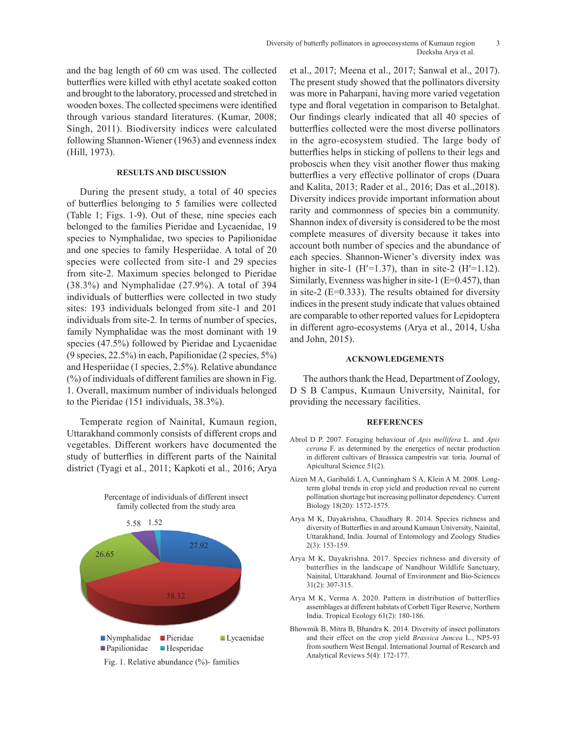and the bag length of 60 cm was used. The collected butterflies were killed with ethyl acetate soaked cotton and brought to the laboratory, processed and stretched in wooden boxes. The collected specimens were identified through various standard literatures. (Kumar, 2008; Singh, 2011). Biodiversity indices were calculated following Shannon-Wiener (1963) and evenness index (Hill, 1973).

## RESULTS AND DISCUSSION

During the present study, a total of 40 species of butterflies belonging to 5 families were collected (Table 1; Figs. 1-9). Out of these, nine species each belonged to the families Pieridae and Lycaenidae, 19 species to Nymphalidae, two species to Papilionidae and one species to family Hesperiidae. A total of 20 species were collected from site-1 and 29 species from site-2. Maximum species belonged to Pieridae (38.3%) and Nymphalidae (27.9%). A total of 394 individuals of butterflies were collected in two study sites: 193 individuals belonged from site-1 and 201 individuals from site-2. In terms of number of species, family Nymphalidae was the most dominant with 19 species (47.5%) followed by Pieridae and Lycaenidae (9 species, 22.5%) in each, Papilionidae (2 species, 5%) and Hesperiidae (1 species, 2.5%). Relative abundance (%) of individuals of different families are shown in Fig. 1. Overall, maximum number of individuals belonged to the Pieridae (151 individuals, 38.3%).

Temperate region of Nainital, Kumaun region, Uttarakhand commonly consists of different crops and vegetables. Different workers have documented the study of butterflies in different parts of the Nainital district (Tyagi et al., 2011; Kapkoti et al., 2016; Arya et al., 2017; Meena et al., 2017; Sanwal et al., 2017). The present study showed that the pollinators diversity was more in Paharpani, having more varied vegetation type and floral vegetation in comparison to Betalghat. Our findings clearly indicated that all 40 species of butterflies collected were the most diverse pollinators in the agro-ecosystem studied. The large body of butterflies helps in sticking of pollens to their legs and proboscis when they visit another flower thus making butterflies a very effective pollinator of crops (Duara and Kalita, 2013; Rader et al., 2016; Das et al.,2018). Diversity indices provide important information about rarity and commonness of species bin a community. Shannon index of diversity is considered to be the most complete measures of diversity because it takes into account both number of species and the abundance of each species. Shannon-Wiener's diversity index was higher in site-1 (H′=1.37), than in site-2 (H′=1.12). Similarly, Evenness was higher in site-1 (E=0.457), than in site-2 (E=0.333). The results obtained for diversity indices in the present study indicate that values obtained are comparable to other reported values for Lepidoptera in different agro-ecosystems (Arya et al., 2014, Usha and John, 2015).

Percentage of individuals of different insect family collected from the study area

Nymphalidae 27.92; Pieridae 38.32; Lycaenidae 26.65; Papilionidae 5.58; Hesperidae 1.52

Fig. 1. Relative abundance (%)- families

## ACKNOWLEDGEMENTS

The authors thank the Head, Department of Zoology, D S B Campus, Kumaun University, Nainital, for providing the necessary facilities.

## REFERENCES

Abrol D P. 2007. Foraging behaviour of *Apis mellifera* L. and *Apis cerana* F. as determined by the energetics of nectar production in different cultivars of Brassica campestris var. toria. Journal of Apicultural Science 51(2).

Aizen M A, Garibaldi L A, Cunningham S A, Klein A M. 2008. Long-term global trends in crop yield and production reveal no current pollination shortage but increasing pollinator dependency. Current Biology 18(20): 1572-1575.

Arya M K, Dayakrishna, Chaudhary R. 2014. Species richness and diversity of Butterflies in and around Kumaun University, Nainital, Uttarakhand, India. Journal of Entomology and Zoology Studies 2(3): 153-159.

Arya M K, Dayakrishna. 2017. Species richness and diversity of butterflies in the landscape of Nandhour Wildlife Sanctuary, Nainital, Uttarakhand. Journal of Environment and Bio-Sciences 31(2): 307-315.

Arya M K, Verma A. 2020. Pattern in distribution of butterflies assemblages at different habitats of Corbett Tiger Reserve, Northern India. Tropical Ecology 61(2): 180-186.

Bhowmik B, Mitra B, Bhandra K. 2014. Diversity of insect pollinators and their effect on the crop yield *Brassica Juncea* L., NP5-93 from southern West Bengal. International Journal of Research and Analytical Reviews 5(4): 172-177.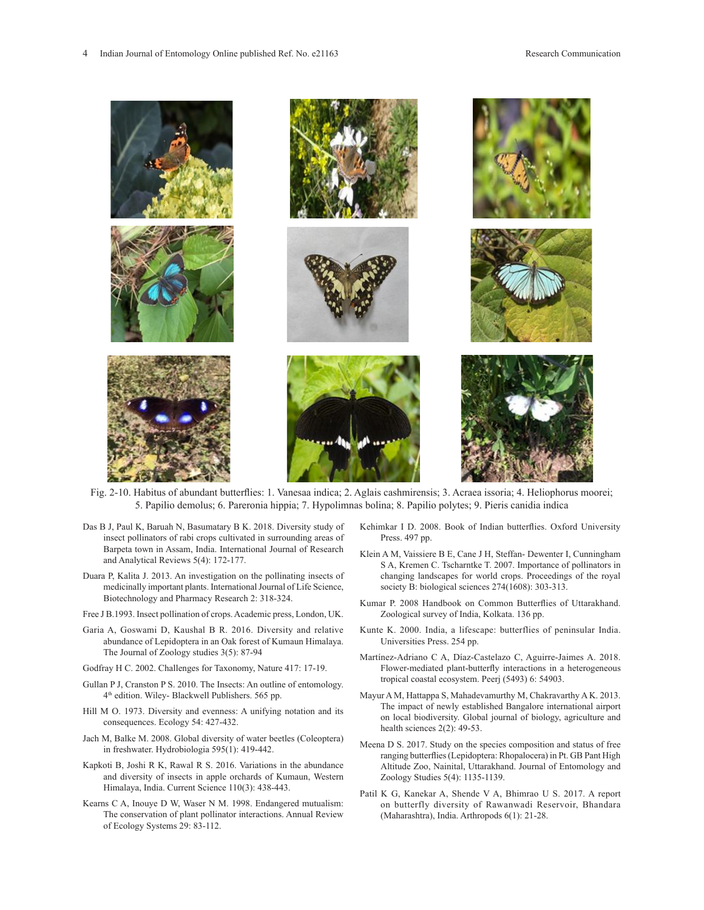Fig. 2-10. Habitus of abundant butterflies: 1. Vanesaa indica; 2. Aglais cashmirensis; 3. Acraea issoria; 4. Heliophorus moorei; 5. Papilio demolus; 6. Pareronia hippia; 7. Hypolimnas bolina; 8. Papilio polytes; 9. Pieris canidia indica

Das B J, Paul K, Baruah N, Basumatary B K. 2018. Diversity study of insect pollinators of rabi crops cultivated in surrounding areas of Barpeta town in Assam, India. International Journal of Research and Analytical Reviews 5(4): 172-177.

Duara P, Kalita J. 2013. An investigation on the pollinating insects of medicinally important plants. International Journal of Life Science, Biotechnology and Pharmacy Research 2: 318-324.

Free J B.1993. Insect pollination of crops. Academic press, London, UK.

Garia A, Goswami D, Kaushal B R. 2016. Diversity and relative abundance of Lepidoptera in an Oak forest of Kumaun Himalaya. The Journal of Zoology studies 3(5): 87-94

Godfray H C. 2002. Challenges for Taxonomy, Nature 417: 17-19.

Gullan P J, Cranston P S. 2010. The Insects: An outline of entomology. 4th edition. Wiley- Blackwell Publishers. 565 pp.

Hill M O. 1973. Diversity and evenness: A unifying notation and its consequences. Ecology 54: 427-432.

Jach M, Balke M. 2008. Global diversity of water beetles (Coleoptera) in freshwater. Hydrobiologia 595(1): 419-442.

Kapkoti B, Joshi R K, Rawal R S. 2016. Variations in the abundance and diversity of insects in apple orchards of Kumaun, Western Himalaya, India. Current Science 110(3): 438-443.

Kearns C A, Inouye D W, Waser N M. 1998. Endangered mutualism: The conservation of plant pollinator interactions. Annual Review of Ecology Systems 29: 83-112.

Kehimkar I D. 2008. Book of Indian butterflies. Oxford University Press. 497 pp.

Klein A M, Vaissiere B E, Cane J H, Steffan- Dewenter I, Cunningham S A, Kremen C. Tscharntke T. 2007. Importance of pollinators in changing landscapes for world crops. Proceedings of the royal society B: biological sciences 274(1608): 303-313.

Kumar P. 2008 Handbook on Common Butterflies of Uttarakhand. Zoological survey of India, Kolkata. 136 pp.

Kunte K. 2000. India, a lifescape: butterflies of peninsular India. Universities Press. 254 pp.

Martínez-Adriano C A, Díaz-Castelazo C, Aguirre-Jaimes A. 2018. Flower-mediated plant-butterfly interactions in a heterogeneous tropical coastal ecosystem. Peerj (5493) 6: 54903.

Mayur A M, Hattappa S, Mahadevamurthy M, Chakravarthy A K. 2013. The impact of newly established Bangalore international airport on local biodiversity. Global journal of biology, agriculture and health sciences 2(2): 49-53.

Meena D S. 2017. Study on the species composition and status of free ranging butterflies (Lepidoptera: Rhopalocera) in Pt. GB Pant High Altitude Zoo, Nainital, Uttarakhand. Journal of Entomology and Zoology Studies 5(4): 1135-1139.

Patil K G, Kanekar A, Shende V A, Bhimrao U S. 2017. A report on butterfly diversity of Rawanwadi Reservoir, Bhandara (Maharashtra), India. Arthropods 6(1): 21-28.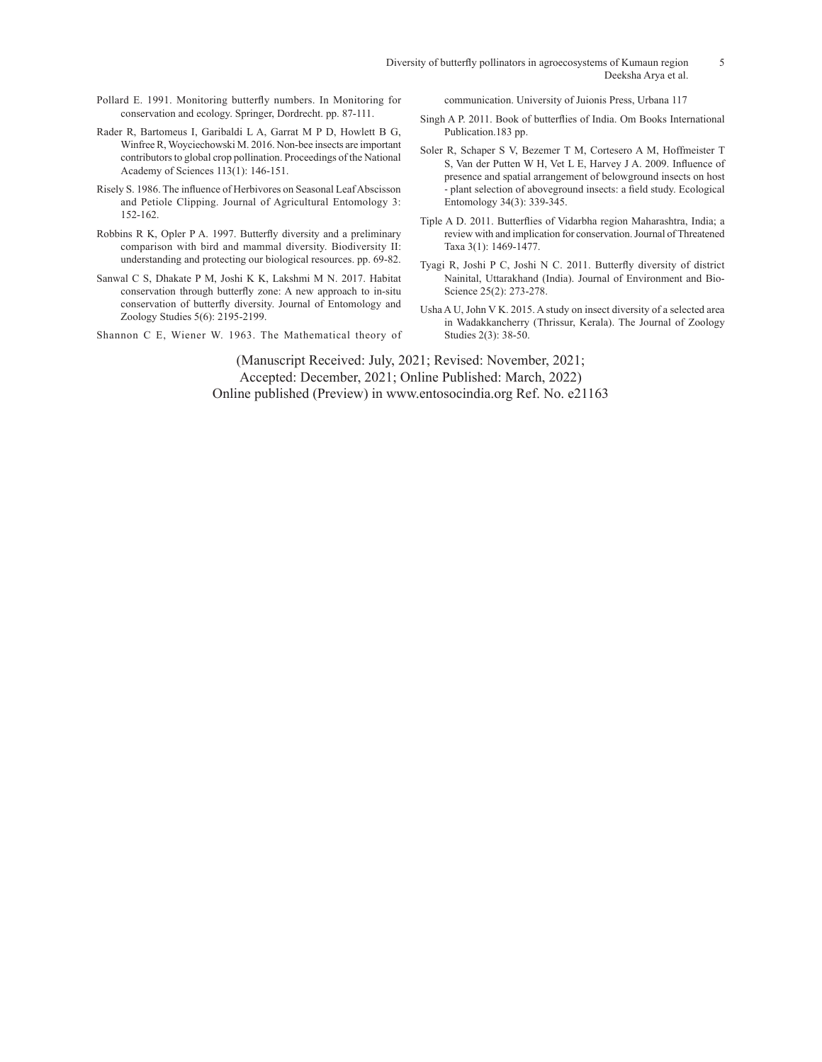Pollard E. 1991. Monitoring butterfly numbers. In Monitoring for conservation and ecology. Springer, Dordrecht. pp. 87-111.

Rader R, Bartomeus I, Garibaldi L A, Garrat M P D, Howlett B G, Winfree R, Woyciechowski M. 2016. Non-bee insects are important contributors to global crop pollination. Proceedings of the National Academy of Sciences 113(1): 146-151.

Risely S. 1986. The influence of Herbivores on Seasonal Leaf Abscisson and Petiole Clipping. Journal of Agricultural Entomology 3: 152-162.

Robbins R K, Opler P A. 1997. Butterfly diversity and a preliminary comparison with bird and mammal diversity. Biodiversity II: understanding and protecting our biological resources. pp. 69-82.

Sanwal C S, Dhakate P M, Joshi K K, Lakshmi M N. 2017. Habitat conservation through butterfly zone: A new approach to in-situ conservation of butterfly diversity. Journal of Entomology and Zoology Studies 5(6): 2195-2199.

Shannon C E, Wiener W. 1963. The Mathematical theory of communication. University of Juionis Press, Urbana 117

Singh A P. 2011. Book of butterflies of India. Om Books International Publication.183 pp.

Soler R, Schaper S V, Bezemer T M, Cortesero A M, Hoffmeister T S, Van der Putten W H, Vet L E, Harvey J A. 2009. Influence of presence and spatial arrangement of belowground insects on host - plant selection of aboveground insects: a field study. Ecological Entomology 34(3): 339-345.

Tiple A D. 2011. Butterflies of Vidarbha region Maharashtra, India; a review with and implication for conservation. Journal of Threatened Taxa 3(1): 1469-1477.

Tyagi R, Joshi P C, Joshi N C. 2011. Butterfly diversity of district Nainital, Uttarakhand (India). Journal of Environment and Bio-Science 25(2): 273-278.

Usha A U, John V K. 2015. A study on insect diversity of a selected area in Wadakkancherry (Thrissur, Kerala). The Journal of Zoology Studies 2(3): 38-50.

(Manuscript Received: July, 2021; Revised: November, 2021;
Accepted: December, 2021; Online Published: March, 2022)
Online published (Preview) in www.entosocindia.org Ref. No. e21163